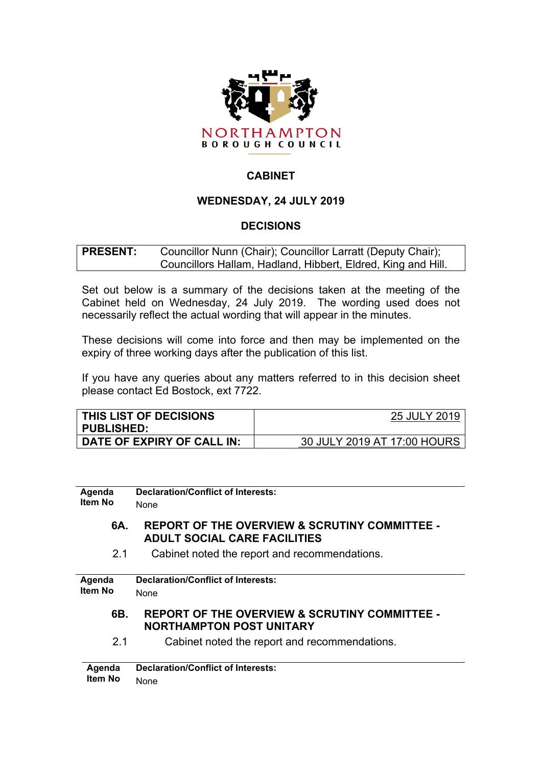NORTHAMPTON
BOROUGH COUNCIL

# CABINET

## WEDNESDAY, 24 JULY 2019

## DECISIONS

| **PRESENT:** | Councillor Nunn (Chair); Councillor Larratt (Deputy Chair); Councillors Hallam, Hadland, Hibbert, Eldred, King and Hill. |
|---|---|

Set out below is a summary of the decisions taken at the meeting of the Cabinet held on Wednesday, 24 July 2019. The wording used does not necessarily reflect the actual wording that will appear in the minutes.

These decisions will come into force and then may be implemented on the expiry of three working days after the publication of this list.

If you have any queries about any matters referred to in this decision sheet please contact Ed Bostock, ext 7722.

| **THIS LIST OF DECISIONS PUBLISHED:** | 25 JULY 2019 |
|---|---|
| **DATE OF EXPIRY OF CALL IN:** | 30 JULY 2019 AT 17:00 HOURS |

**Agenda Item No** | **Declaration/Conflict of Interests:** None

**6A. REPORT OF THE OVERVIEW & SCRUTINY COMMITTEE - ADULT SOCIAL CARE FACILITIES**

2.1 Cabinet noted the report and recommendations.

**Agenda Item No** | **Declaration/Conflict of Interests:** None

**6B. REPORT OF THE OVERVIEW & SCRUTINY COMMITTEE - NORTHAMPTON POST UNITARY**

2.1 Cabinet noted the report and recommendations.

**Agenda Item No** | **Declaration/Conflict of Interests:** None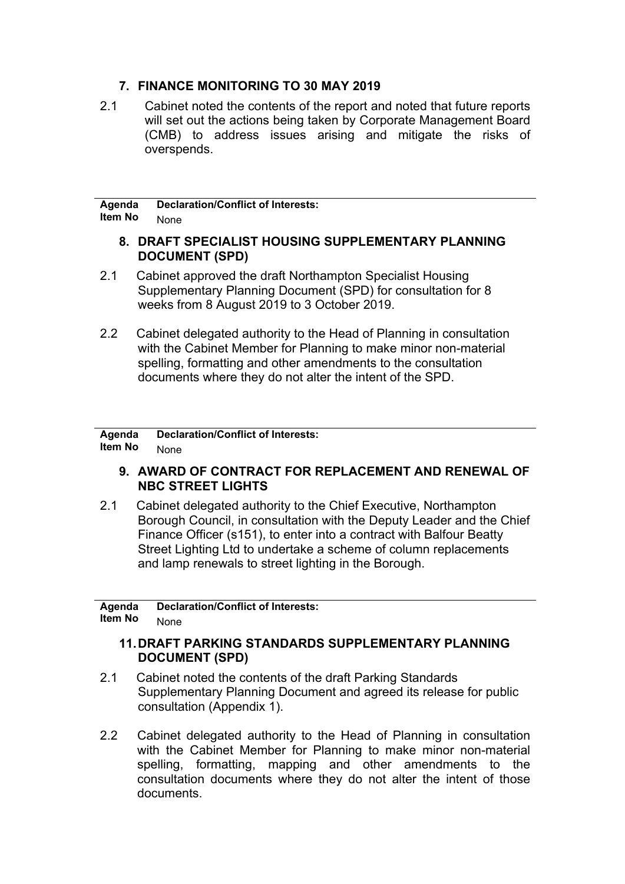## 7. FINANCE MONITORING TO 30 MAY 2019

2.1 Cabinet noted the contents of the report and noted that future reports will set out the actions being taken by Corporate Management Board (CMB) to address issues arising and mitigate the risks of overspends.

| Agenda Item No | Declaration/Conflict of Interests: None |
|---|---|

## 8. DRAFT SPECIALIST HOUSING SUPPLEMENTARY PLANNING DOCUMENT (SPD)

2.1 Cabinet approved the draft Northampton Specialist Housing Supplementary Planning Document (SPD) for consultation for 8 weeks from 8 August 2019 to 3 October 2019.

2.2 Cabinet delegated authority to the Head of Planning in consultation with the Cabinet Member for Planning to make minor non-material spelling, formatting and other amendments to the consultation documents where they do not alter the intent of the SPD.

| Agenda Item No | Declaration/Conflict of Interests: None |
|---|---|

## 9. AWARD OF CONTRACT FOR REPLACEMENT AND RENEWAL OF NBC STREET LIGHTS

2.1 Cabinet delegated authority to the Chief Executive, Northampton Borough Council, in consultation with the Deputy Leader and the Chief Finance Officer (s151), to enter into a contract with Balfour Beatty Street Lighting Ltd to undertake a scheme of column replacements and lamp renewals to street lighting in the Borough.

| Agenda Item No | Declaration/Conflict of Interests: None |
|---|---|

## 11. DRAFT PARKING STANDARDS SUPPLEMENTARY PLANNING DOCUMENT (SPD)

2.1 Cabinet noted the contents of the draft Parking Standards Supplementary Planning Document and agreed its release for public consultation (Appendix 1).

2.2 Cabinet delegated authority to the Head of Planning in consultation with the Cabinet Member for Planning to make minor non-material spelling, formatting, mapping and other amendments to the consultation documents where they do not alter the intent of those documents.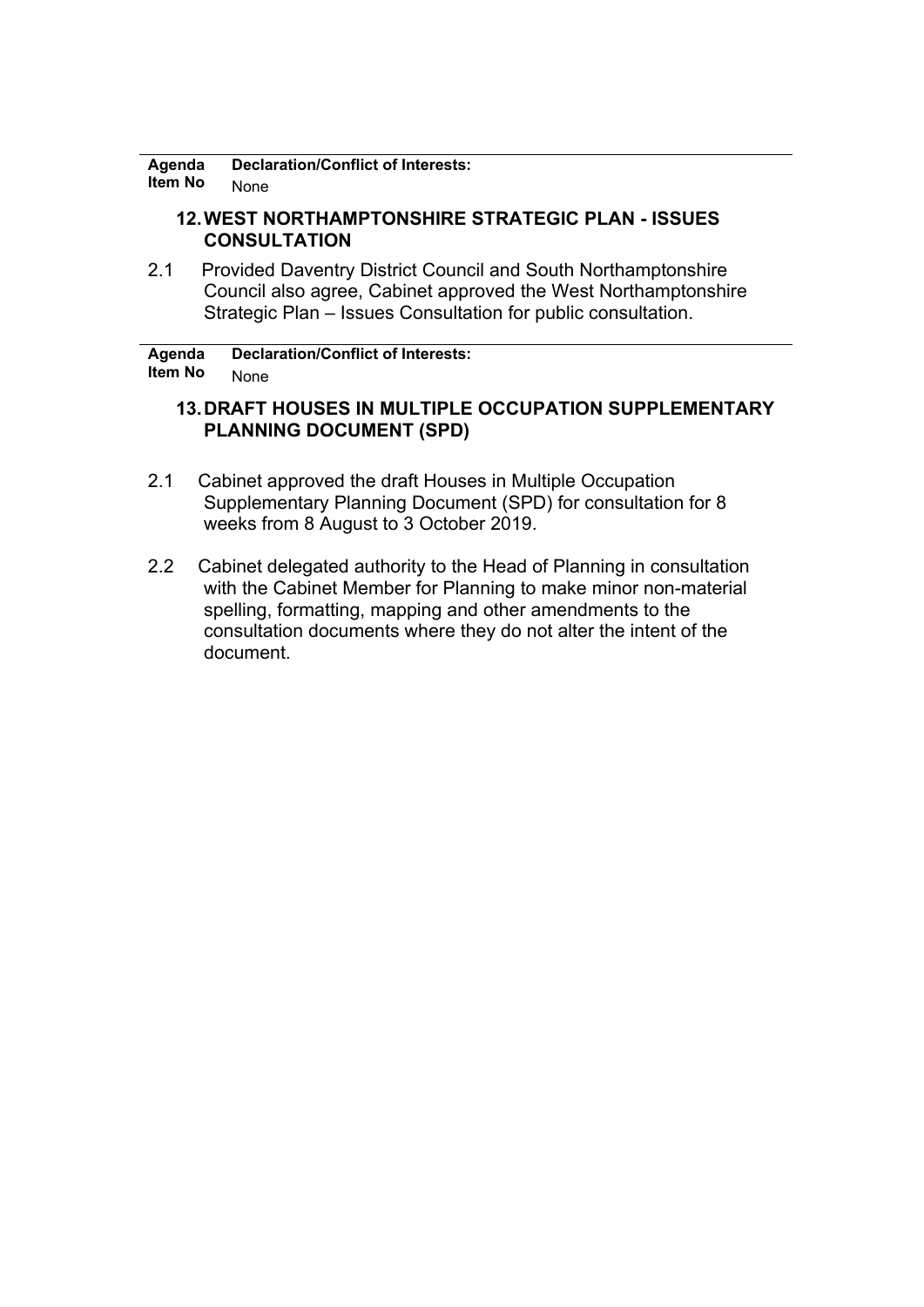| Agenda Item No | Declaration/Conflict of Interests: |
|---|---|
| | None |

## 12. WEST NORTHAMPTONSHIRE STRATEGIC PLAN - ISSUES CONSULTATION

2.1 Provided Daventry District Council and South Northamptonshire Council also agree, Cabinet approved the West Northamptonshire Strategic Plan – Issues Consultation for public consultation.

| Agenda Item No | Declaration/Conflict of Interests: |
|---|---|
| | None |

## 13. DRAFT HOUSES IN MULTIPLE OCCUPATION SUPPLEMENTARY PLANNING DOCUMENT (SPD)

2.1 Cabinet approved the draft Houses in Multiple Occupation Supplementary Planning Document (SPD) for consultation for 8 weeks from 8 August to 3 October 2019.

2.2 Cabinet delegated authority to the Head of Planning in consultation with the Cabinet Member for Planning to make minor non-material spelling, formatting, mapping and other amendments to the consultation documents where they do not alter the intent of the document.